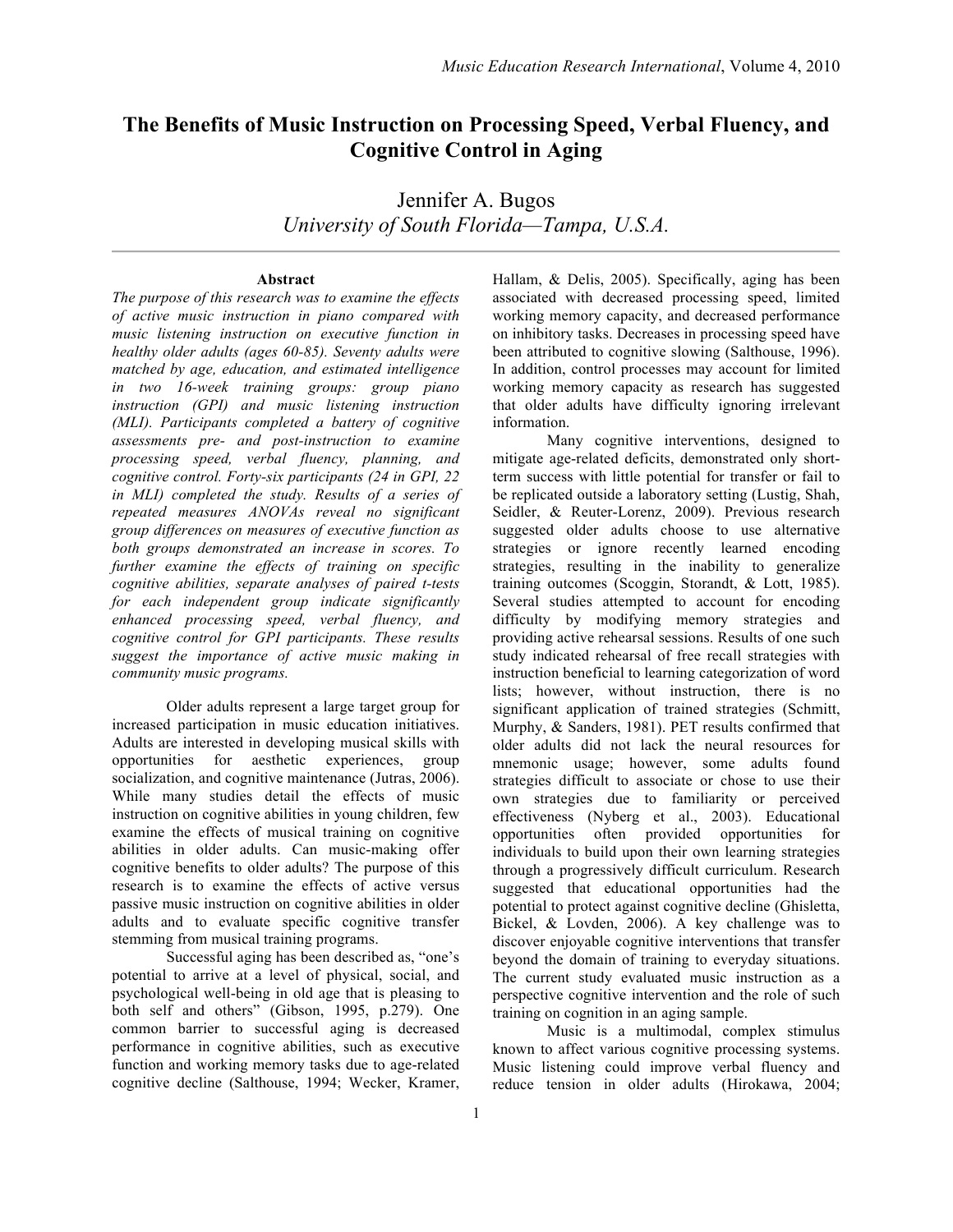# The Benefits of Music Instruction on Processing Speed, Verbal Fluency, and Cognitive Control in Aging

Jennifer A. Bugos
*University of South Florida—Tampa, U.S.A.*

### Abstract

*The purpose of this research was to examine the effects of active music instruction in piano compared with music listening instruction on executive function in healthy older adults (ages 60-85). Seventy adults were matched by age, education, and estimated intelligence in two 16-week training groups: group piano instruction (GPI) and music listening instruction (MLI). Participants completed a battery of cognitive assessments pre- and post-instruction to examine processing speed, verbal fluency, planning, and cognitive control. Forty-six participants (24 in GPI, 22 in MLI) completed the study. Results of a series of repeated measures ANOVAs reveal no significant group differences on measures of executive function as both groups demonstrated an increase in scores. To further examine the effects of training on specific cognitive abilities, separate analyses of paired t-tests for each independent group indicate significantly enhanced processing speed, verbal fluency, and cognitive control for GPI participants. These results suggest the importance of active music making in community music programs.*

Older adults represent a large target group for increased participation in music education initiatives. Adults are interested in developing musical skills with opportunities for aesthetic experiences, group socialization, and cognitive maintenance (Jutras, 2006). While many studies detail the effects of music instruction on cognitive abilities in young children, few examine the effects of musical training on cognitive abilities in older adults. Can music-making offer cognitive benefits to older adults? The purpose of this research is to examine the effects of active versus passive music instruction on cognitive abilities in older adults and to evaluate specific cognitive transfer stemming from musical training programs.

Successful aging has been described as, "one's potential to arrive at a level of physical, social, and psychological well-being in old age that is pleasing to both self and others" (Gibson, 1995, p.279). One common barrier to successful aging is decreased performance in cognitive abilities, such as executive function and working memory tasks due to age-related cognitive decline (Salthouse, 1994; Wecker, Kramer, Hallam, & Delis, 2005). Specifically, aging has been associated with decreased processing speed, limited working memory capacity, and decreased performance on inhibitory tasks. Decreases in processing speed have been attributed to cognitive slowing (Salthouse, 1996). In addition, control processes may account for limited working memory capacity as research has suggested that older adults have difficulty ignoring irrelevant information.

Many cognitive interventions, designed to mitigate age-related deficits, demonstrated only short-term success with little potential for transfer or fail to be replicated outside a laboratory setting (Lustig, Shah, Seidler, & Reuter-Lorenz, 2009). Previous research suggested older adults choose to use alternative strategies or ignore recently learned encoding strategies, resulting in the inability to generalize training outcomes (Scoggin, Storandt, & Lott, 1985). Several studies attempted to account for encoding difficulty by modifying memory strategies and providing active rehearsal sessions. Results of one such study indicated rehearsal of free recall strategies with instruction beneficial to learning categorization of word lists; however, without instruction, there is no significant application of trained strategies (Schmitt, Murphy, & Sanders, 1981). PET results confirmed that older adults did not lack the neural resources for mnemonic usage; however, some adults found strategies difficult to associate or chose to use their own strategies due to familiarity or perceived effectiveness (Nyberg et al., 2003). Educational opportunities often provided opportunities for individuals to build upon their own learning strategies through a progressively difficult curriculum. Research suggested that educational opportunities had the potential to protect against cognitive decline (Ghisletta, Bickel, & Lovden, 2006). A key challenge was to discover enjoyable cognitive interventions that transfer beyond the domain of training to everyday situations. The current study evaluated music instruction as a perspective cognitive intervention and the role of such training on cognition in an aging sample.

Music is a multimodal, complex stimulus known to affect various cognitive processing systems. Music listening could improve verbal fluency and reduce tension in older adults (Hirokawa, 2004;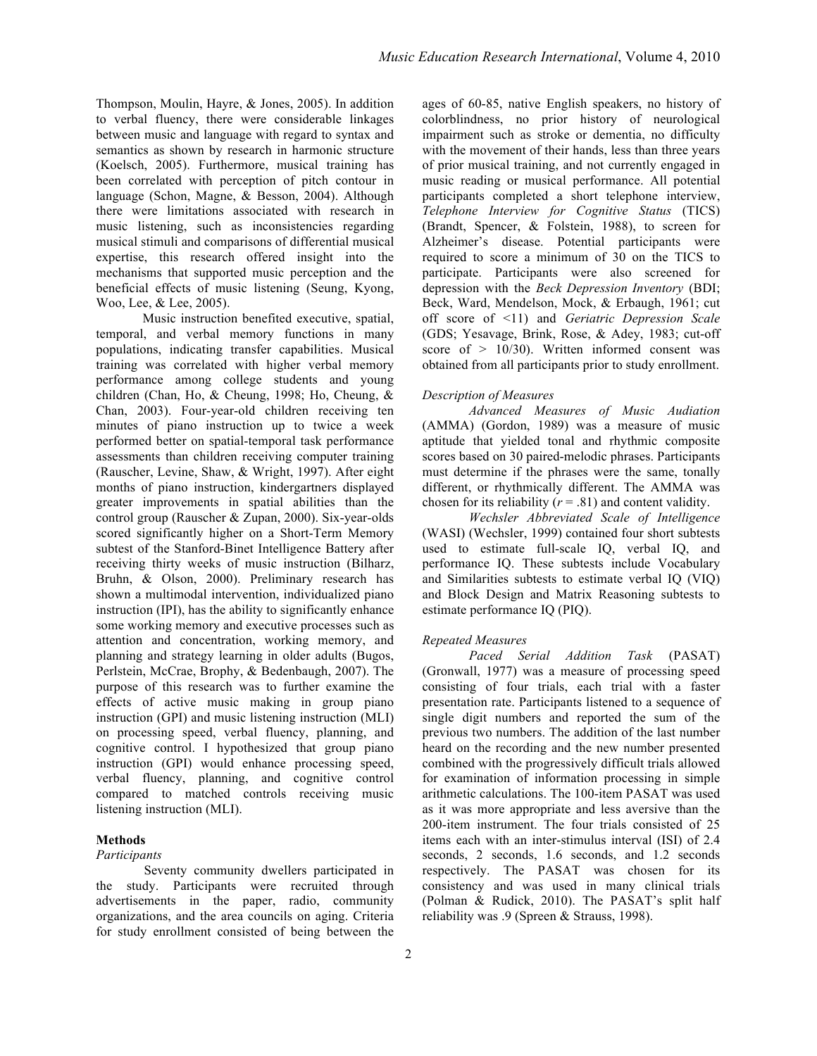Thompson, Moulin, Hayre, & Jones, 2005). In addition to verbal fluency, there were considerable linkages between music and language with regard to syntax and semantics as shown by research in harmonic structure (Koelsch, 2005). Furthermore, musical training has been correlated with perception of pitch contour in language (Schon, Magne, & Besson, 2004). Although there were limitations associated with research in music listening, such as inconsistencies regarding musical stimuli and comparisons of differential musical expertise, this research offered insight into the mechanisms that supported music perception and the beneficial effects of music listening (Seung, Kyong, Woo, Lee, & Lee, 2005).

Music instruction benefited executive, spatial, temporal, and verbal memory functions in many populations, indicating transfer capabilities. Musical training was correlated with higher verbal memory performance among college students and young children (Chan, Ho, & Cheung, 1998; Ho, Cheung, & Chan, 2003). Four-year-old children receiving ten minutes of piano instruction up to twice a week performed better on spatial-temporal task performance assessments than children receiving computer training (Rauscher, Levine, Shaw, & Wright, 1997). After eight months of piano instruction, kindergartners displayed greater improvements in spatial abilities than the control group (Rauscher & Zupan, 2000). Six-year-olds scored significantly higher on a Short-Term Memory subtest of the Stanford-Binet Intelligence Battery after receiving thirty weeks of music instruction (Bilharz, Bruhn, & Olson, 2000). Preliminary research has shown a multimodal intervention, individualized piano instruction (IPI), has the ability to significantly enhance some working memory and executive processes such as attention and concentration, working memory, and planning and strategy learning in older adults (Bugos, Perlstein, McCrae, Brophy, & Bedenbaugh, 2007). The purpose of this research was to further examine the effects of active music making in group piano instruction (GPI) and music listening instruction (MLI) on processing speed, verbal fluency, planning, and cognitive control. I hypothesized that group piano instruction (GPI) would enhance processing speed, verbal fluency, planning, and cognitive control compared to matched controls receiving music listening instruction (MLI).

## Methods

### *Participants*

Seventy community dwellers participated in the study. Participants were recruited through advertisements in the paper, radio, community organizations, and the area councils on aging. Criteria for study enrollment consisted of being between the ages of 60-85, native English speakers, no history of colorblindness, no prior history of neurological impairment such as stroke or dementia, no difficulty with the movement of their hands, less than three years of prior musical training, and not currently engaged in music reading or musical performance. All potential participants completed a short telephone interview, *Telephone Interview for Cognitive Status* (TICS) (Brandt, Spencer, & Folstein, 1988), to screen for Alzheimer's disease. Potential participants were required to score a minimum of 30 on the TICS to participate. Participants were also screened for depression with the *Beck Depression Inventory* (BDI; Beck, Ward, Mendelson, Mock, & Erbaugh, 1961; cut off score of <11) and *Geriatric Depression Scale* (GDS; Yesavage, Brink, Rose, & Adey, 1983; cut-off score of > 10/30). Written informed consent was obtained from all participants prior to study enrollment.

### *Description of Measures*

*Advanced Measures of Music Audiation* (AMMA) (Gordon, 1989) was a measure of music aptitude that yielded tonal and rhythmic composite scores based on 30 paired-melodic phrases. Participants must determine if the phrases were the same, tonally different, or rhythmically different. The AMMA was chosen for its reliability ($r$ = .81) and content validity.

*Wechsler Abbreviated Scale of Intelligence* (WASI) (Wechsler, 1999) contained four short subtests used to estimate full-scale IQ, verbal IQ, and performance IQ. These subtests include Vocabulary and Similarities subtests to estimate verbal IQ (VIQ) and Block Design and Matrix Reasoning subtests to estimate performance IQ (PIQ).

### *Repeated Measures*

*Paced Serial Addition Task* (PASAT) (Gronwall, 1977) was a measure of processing speed consisting of four trials, each trial with a faster presentation rate. Participants listened to a sequence of single digit numbers and reported the sum of the previous two numbers. The addition of the last number heard on the recording and the new number presented combined with the progressively difficult trials allowed for examination of information processing in simple arithmetic calculations. The 100-item PASAT was used as it was more appropriate and less aversive than the 200-item instrument. The four trials consisted of 25 items each with an inter-stimulus interval (ISI) of 2.4 seconds, 2 seconds, 1.6 seconds, and 1.2 seconds respectively. The PASAT was chosen for its consistency and was used in many clinical trials (Polman & Rudick, 2010). The PASAT's split half reliability was .9 (Spreen & Strauss, 1998).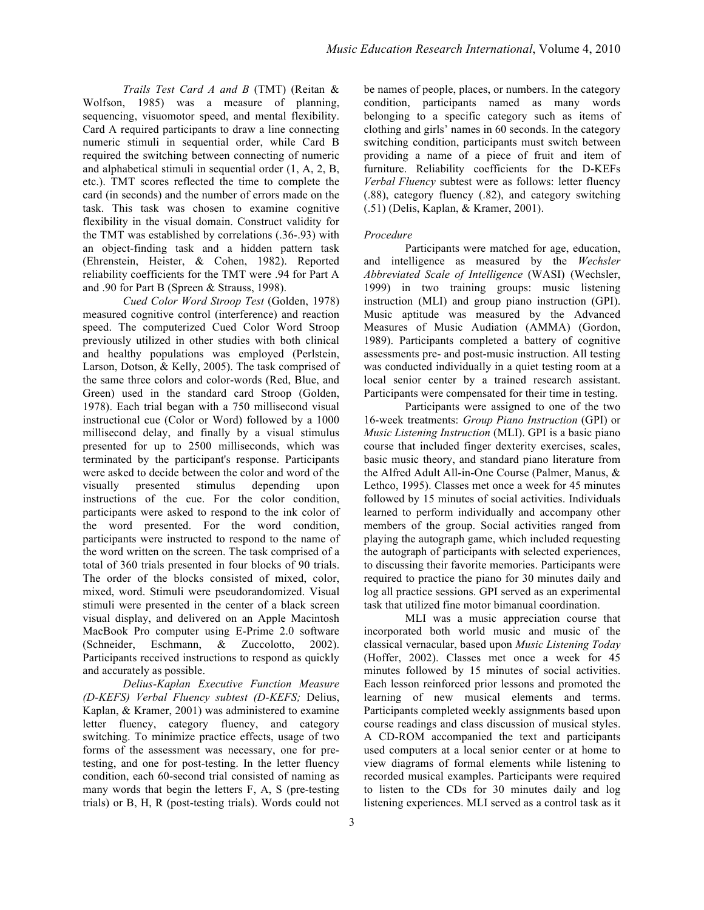*Trails Test Card A and B* (TMT) (Reitan & Wolfson, 1985) was a measure of planning, sequencing, visuomotor speed, and mental flexibility. Card A required participants to draw a line connecting numeric stimuli in sequential order, while Card B required the switching between connecting of numeric and alphabetical stimuli in sequential order (1, A, 2, B, etc.). TMT scores reflected the time to complete the card (in seconds) and the number of errors made on the task. This task was chosen to examine cognitive flexibility in the visual domain. Construct validity for the TMT was established by correlations (.36-.93) with an object-finding task and a hidden pattern task (Ehrenstein, Heister, & Cohen, 1982). Reported reliability coefficients for the TMT were .94 for Part A and .90 for Part B (Spreen & Strauss, 1998).

*Cued Color Word Stroop Test* (Golden, 1978) measured cognitive control (interference) and reaction speed. The computerized Cued Color Word Stroop previously utilized in other studies with both clinical and healthy populations was employed (Perlstein, Larson, Dotson, & Kelly, 2005). The task comprised of the same three colors and color-words (Red, Blue, and Green) used in the standard card Stroop (Golden, 1978). Each trial began with a 750 millisecond visual instructional cue (Color or Word) followed by a 1000 millisecond delay, and finally by a visual stimulus presented for up to 2500 milliseconds, which was terminated by the participant's response. Participants were asked to decide between the color and word of the visually presented stimulus depending upon instructions of the cue. For the color condition, participants were asked to respond to the ink color of the word presented. For the word condition, participants were instructed to respond to the name of the word written on the screen. The task comprised of a total of 360 trials presented in four blocks of 90 trials. The order of the blocks consisted of mixed, color, mixed, word. Stimuli were pseudorandomized. Visual stimuli were presented in the center of a black screen visual display, and delivered on an Apple Macintosh MacBook Pro computer using E-Prime 2.0 software (Schneider, Eschmann, & Zuccolotto, 2002). Participants received instructions to respond as quickly and accurately as possible.

*Delius-Kaplan Executive Function Measure (D-KEFS) Verbal Fluency subtest (D-KEFS;* Delius, Kaplan, & Kramer, 2001) was administered to examine letter fluency, category fluency, and category switching. To minimize practice effects, usage of two forms of the assessment was necessary, one for pre-testing, and one for post-testing. In the letter fluency condition, each 60-second trial consisted of naming as many words that begin the letters F, A, S (pre-testing trials) or B, H, R (post-testing trials). Words could not be names of people, places, or numbers. In the category condition, participants named as many words belonging to a specific category such as items of clothing and girls' names in 60 seconds. In the category switching condition, participants must switch between providing a name of a piece of fruit and item of furniture. Reliability coefficients for the D-KEFs *Verbal Fluency* subtest were as follows: letter fluency (.88), category fluency (.82), and category switching (.51) (Delis, Kaplan, & Kramer, 2001).

*Procedure*

Participants were matched for age, education, and intelligence as measured by the *Wechsler Abbreviated Scale of Intelligence* (WASI) (Wechsler, 1999) in two training groups: music listening instruction (MLI) and group piano instruction (GPI). Music aptitude was measured by the Advanced Measures of Music Audiation (AMMA) (Gordon, 1989). Participants completed a battery of cognitive assessments pre- and post-music instruction. All testing was conducted individually in a quiet testing room at a local senior center by a trained research assistant. Participants were compensated for their time in testing.

Participants were assigned to one of the two 16-week treatments: *Group Piano Instruction* (GPI) or *Music Listening Instruction* (MLI). GPI is a basic piano course that included finger dexterity exercises, scales, basic music theory, and standard piano literature from the Alfred Adult All-in-One Course (Palmer, Manus, & Lethco, 1995). Classes met once a week for 45 minutes followed by 15 minutes of social activities. Individuals learned to perform individually and accompany other members of the group. Social activities ranged from playing the autograph game, which included requesting the autograph of participants with selected experiences, to discussing their favorite memories. Participants were required to practice the piano for 30 minutes daily and log all practice sessions. GPI served as an experimental task that utilized fine motor bimanual coordination.

MLI was a music appreciation course that incorporated both world music and music of the classical vernacular, based upon *Music Listening Today* (Hoffer, 2002). Classes met once a week for 45 minutes followed by 15 minutes of social activities. Each lesson reinforced prior lessons and promoted the learning of new musical elements and terms. Participants completed weekly assignments based upon course readings and class discussion of musical styles. A CD-ROM accompanied the text and participants used computers at a local senior center or at home to view diagrams of formal elements while listening to recorded musical examples. Participants were required to listen to the CDs for 30 minutes daily and log listening experiences. MLI served as a control task as it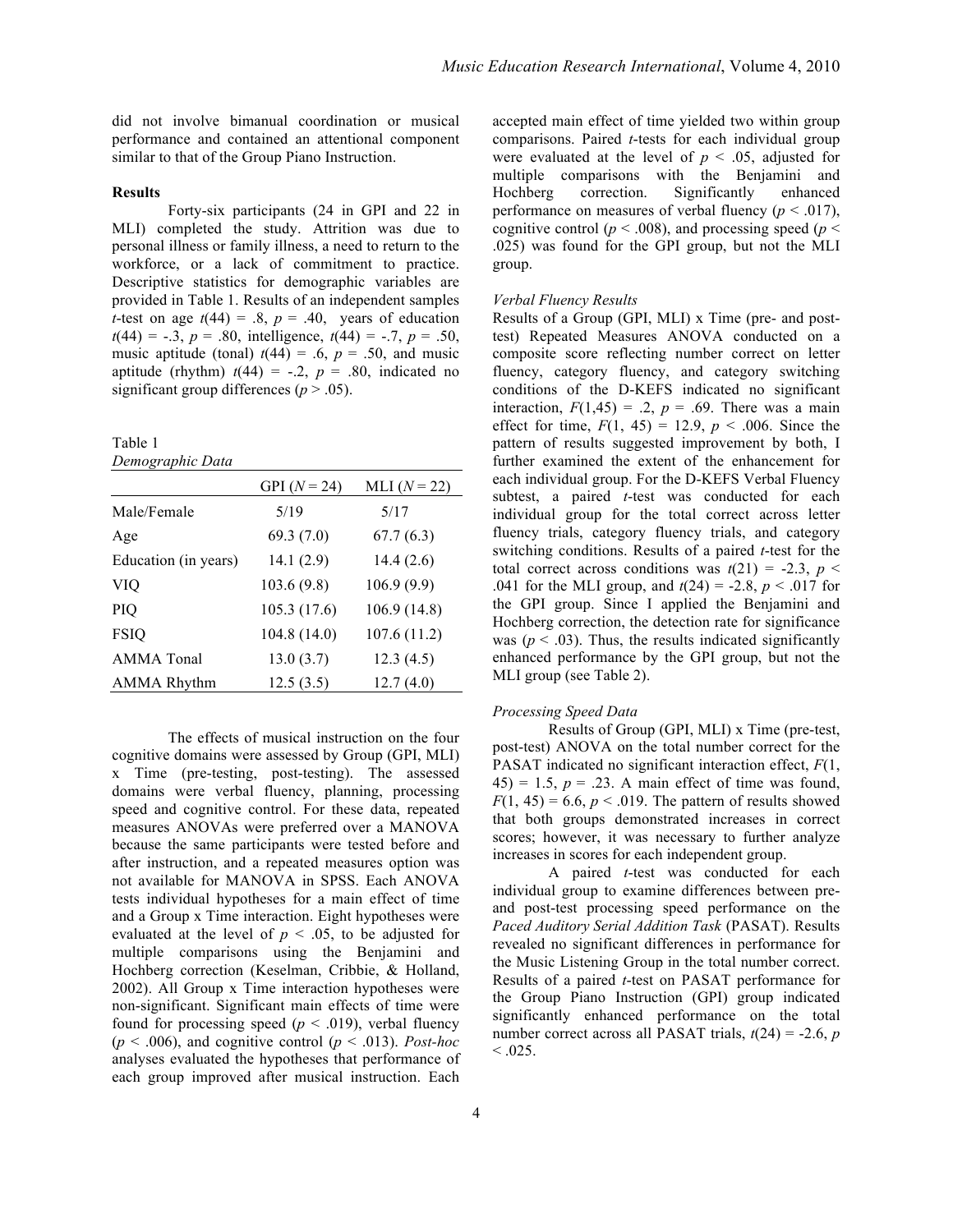did not involve bimanual coordination or musical performance and contained an attentional component similar to that of the Group Piano Instruction.

**Results**

Forty-six participants (24 in GPI and 22 in MLI) completed the study. Attrition was due to personal illness or family illness, a need to return to the workforce, or a lack of commitment to practice. Descriptive statistics for demographic variables are provided in Table 1. Results of an independent samples *t*-test on age $t(44) = .8$, $p = .40$, years of education $t(44) = -.3$, $p = .80$, intelligence, $t(44) = -.7$, $p = .50$, music aptitude (tonal) $t(44) = .6$, $p = .50$, and music aptitude (rhythm) $t(44) = -.2$, $p = .80$, indicated no significant group differences ($p > .05$).

Table 1
*Demographic Data*

| | GPI ($N = 24$) | MLI ($N = 22$) |
|---|---|---|
| Male/Female | 5/19 | 5/17 |
| Age | 69.3 (7.0) | 67.7 (6.3) |
| Education (in years) | 14.1 (2.9) | 14.4 (2.6) |
| VIQ | 103.6 (9.8) | 106.9 (9.9) |
| PIQ | 105.3 (17.6) | 106.9 (14.8) |
| FSIQ | 104.8 (14.0) | 107.6 (11.2) |
| AMMA Tonal | 13.0 (3.7) | 12.3 (4.5) |
| AMMA Rhythm | 12.5 (3.5) | 12.7 (4.0) |

The effects of musical instruction on the four cognitive domains were assessed by Group (GPI, MLI) x Time (pre-testing, post-testing). The assessed domains were verbal fluency, planning, processing speed and cognitive control. For these data, repeated measures ANOVAs were preferred over a MANOVA because the same participants were tested before and after instruction, and a repeated measures option was not available for MANOVA in SPSS. Each ANOVA tests individual hypotheses for a main effect of time and a Group x Time interaction. Eight hypotheses were evaluated at the level of $p < .05$, to be adjusted for multiple comparisons using the Benjamini and Hochberg correction (Keselman, Cribbie, & Holland, 2002). All Group x Time interaction hypotheses were non-significant. Significant main effects of time were found for processing speed ($p < .019$), verbal fluency ($p < .006$), and cognitive control ($p < .013$). *Post-hoc* analyses evaluated the hypotheses that performance of each group improved after musical instruction. Each accepted main effect of time yielded two within group comparisons. Paired *t*-tests for each individual group were evaluated at the level of $p < .05$, adjusted for multiple comparisons with the Benjamini and Hochberg correction. Significantly enhanced performance on measures of verbal fluency ($p < .017$), cognitive control ($p < .008$), and processing speed ($p < .025$) was found for the GPI group, but not the MLI group.

*Verbal Fluency Results*

Results of a Group (GPI, MLI) x Time (pre- and post-test) Repeated Measures ANOVA conducted on a composite score reflecting number correct on letter fluency, category fluency, and category switching conditions of the D-KEFS indicated no significant interaction, $F(1,45) = .2$, $p = .69$. There was a main effect for time, $F(1, 45) = 12.9$, $p < .006$. Since the pattern of results suggested improvement by both, I further examined the extent of the enhancement for each individual group. For the D-KEFS Verbal Fluency subtest, a paired *t*-test was conducted for each individual group for the total correct across letter fluency trials, category fluency trials, and category switching conditions. Results of a paired *t*-test for the total correct across conditions was $t(21) = -2.3$, $p < .041$ for the MLI group, and $t(24) = -2.8$, $p < .017$ for the GPI group. Since I applied the Benjamini and Hochberg correction, the detection rate for significance was ($p < .03$). Thus, the results indicated significantly enhanced performance by the GPI group, but not the MLI group (see Table 2).

*Processing Speed Data*

Results of Group (GPI, MLI) x Time (pre-test, post-test) ANOVA on the total number correct for the PASAT indicated no significant interaction effect, $F(1, 45) = 1.5$, $p = .23$. A main effect of time was found, $F(1, 45) = 6.6$, $p < .019$. The pattern of results showed that both groups demonstrated increases in correct scores; however, it was necessary to further analyze increases in scores for each independent group.

A paired *t*-test was conducted for each individual group to examine differences between pre- and post-test processing speed performance on the *Paced Auditory Serial Addition Task* (PASAT). Results revealed no significant differences in performance for the Music Listening Group in the total number correct. Results of a paired *t*-test on PASAT performance for the Group Piano Instruction (GPI) group indicated significantly enhanced performance on the total number correct across all PASAT trials, $t(24) = -2.6$, $p < .025$.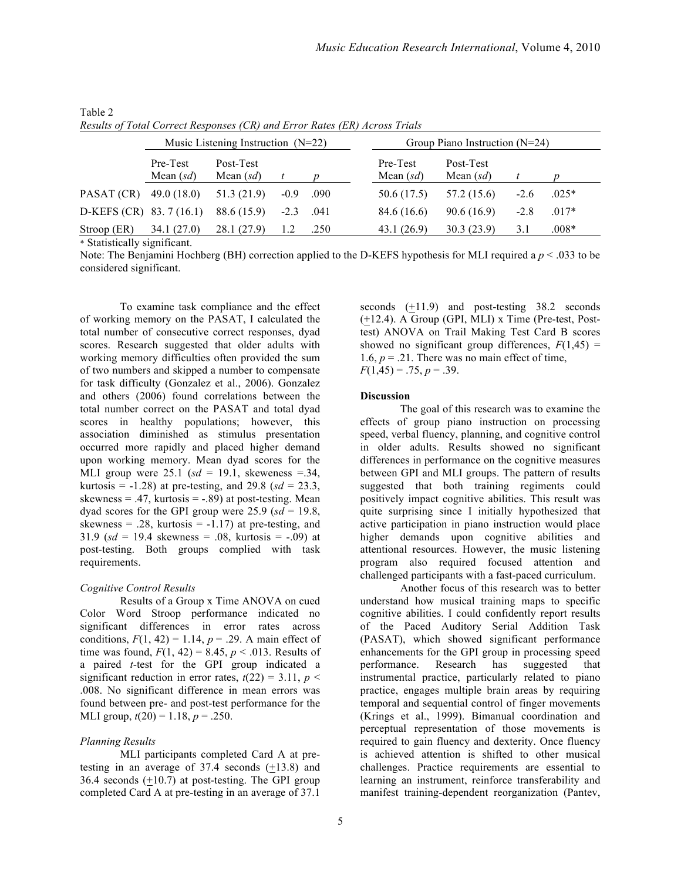Table 2
*Results of Total Correct Responses (CR) and Error Rates (ER) Across Trials*

| | Music Listening Instruction (N=22) | | | | Group Piano Instruction (N=24) | | | |
|---|---|---|---|---|---|---|---|---|
| | Pre-Test Mean (*sd*) | Post-Test Mean (*sd*) | *t* | *p* | Pre-Test Mean (*sd*) | Post-Test Mean (*sd*) | *t* | *p* |
| PASAT (CR) | 49.0 (18.0) | 51.3 (21.9) | -0.9 | .090 | 50.6 (17.5) | 57.2 (15.6) | -2.6 | .025* |
| D-KEFS (CR) | 83. 7 (16.1) | 88.6 (15.9) | -2.3 | .041 | 84.6 (16.6) | 90.6 (16.9) | -2.8 | .017* |
| Stroop (ER) | 34.1 (27.0) | 28.1 (27.9) | 1.2 | .250 | 43.1 (26.9) | 30.3 (23.9) | 3.1 | .008* |

* Statistically significant.

Note: The Benjamini Hochberg (BH) correction applied to the D-KEFS hypothesis for MLI required a $p < .033$ to be considered significant.

To examine task compliance and the effect of working memory on the PASAT, I calculated the total number of consecutive correct responses, dyad scores. Research suggested that older adults with working memory difficulties often provided the sum of two numbers and skipped a number to compensate for task difficulty (Gonzalez et al., 2006). Gonzalez and others (2006) found correlations between the total number correct on the PASAT and total dyad scores in healthy populations; however, this association diminished as stimulus presentation occurred more rapidly and placed higher demand upon working memory. Mean dyad scores for the MLI group were 25.1 ($sd$ = 19.1, skeweness =.34, kurtosis = -1.28) at pre-testing, and 29.8 ($sd$ = 23.3, skewness = .47, kurtosis = -.89) at post-testing. Mean dyad scores for the GPI group were 25.9 ($sd$ = 19.8, skewness = .28, kurtosis = -1.17) at pre-testing, and 31.9 ($sd$ = 19.4 skewness = .08, kurtosis = -.09) at post-testing. Both groups complied with task requirements.

*Cognitive Control Results*

Results of a Group x Time ANOVA on cued Color Word Stroop performance indicated no significant differences in error rates across conditions, $F(1, 42) = 1.14$, $p = .29$. A main effect of time was found, $F(1, 42) = 8.45$, $p < .013$. Results of a paired *t*-test for the GPI group indicated a significant reduction in error rates, $t(22) = 3.11$, $p < .008$. No significant difference in mean errors was found between pre- and post-test performance for the MLI group, $t(20) = 1.18$, $p = .250$.

*Planning Results*

MLI participants completed Card A at pre-testing in an average of 37.4 seconds (±13.8) and 36.4 seconds (±10.7) at post-testing. The GPI group completed Card A at pre-testing in an average of 37.1 seconds (±11.9) and post-testing 38.2 seconds (±12.4). A Group (GPI, MLI) x Time (Pre-test, Post-test) ANOVA on Trail Making Test Card B scores showed no significant group differences, $F(1,45) = 1.6$, $p = .21$. There was no main effect of time, $F(1,45) = .75$, $p = .39$.

**Discussion**

The goal of this research was to examine the effects of group piano instruction on processing speed, verbal fluency, planning, and cognitive control in older adults. Results showed no significant differences in performance on the cognitive measures between GPI and MLI groups. The pattern of results suggested that both training regiments could positively impact cognitive abilities. This result was quite surprising since I initially hypothesized that active participation in piano instruction would place higher demands upon cognitive abilities and attentional resources. However, the music listening program also required focused attention and challenged participants with a fast-paced curriculum.

Another focus of this research was to better understand how musical training maps to specific cognitive abilities. I could confidently report results of the Paced Auditory Serial Addition Task (PASAT), which showed significant performance enhancements for the GPI group in processing speed performance. Research has suggested that instrumental practice, particularly related to piano practice, engages multiple brain areas by requiring temporal and sequential control of finger movements (Krings et al., 1999). Bimanual coordination and perceptual representation of those movements is required to gain fluency and dexterity. Once fluency is achieved attention is shifted to other musical challenges. Practice requirements are essential to learning an instrument, reinforce transferability and manifest training-dependent reorganization (Pantev,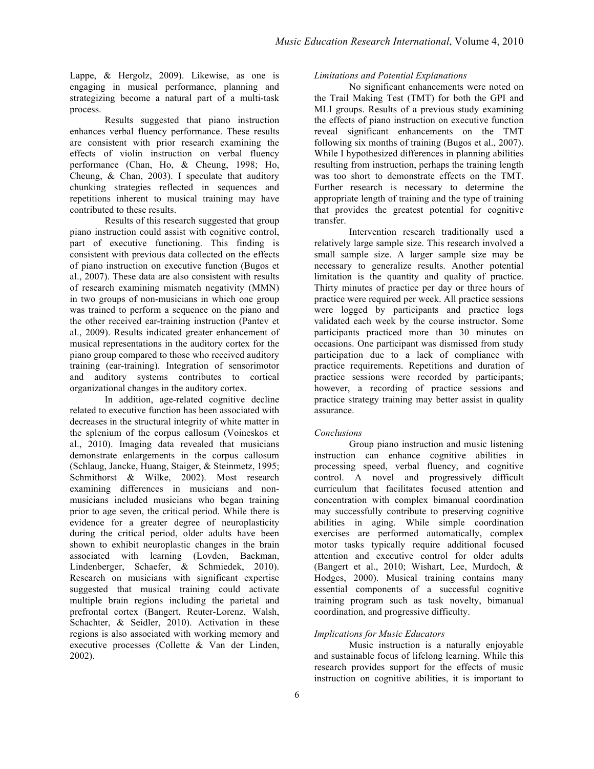Lappe, & Hergolz, 2009). Likewise, as one is engaging in musical performance, planning and strategizing become a natural part of a multi-task process.

Results suggested that piano instruction enhances verbal fluency performance. These results are consistent with prior research examining the effects of violin instruction on verbal fluency performance (Chan, Ho, & Cheung, 1998; Ho, Cheung, & Chan, 2003). I speculate that auditory chunking strategies reflected in sequences and repetitions inherent to musical training may have contributed to these results.

Results of this research suggested that group piano instruction could assist with cognitive control, part of executive functioning. This finding is consistent with previous data collected on the effects of piano instruction on executive function (Bugos et al., 2007). These data are also consistent with results of research examining mismatch negativity (MMN) in two groups of non-musicians in which one group was trained to perform a sequence on the piano and the other received ear-training instruction (Pantev et al., 2009). Results indicated greater enhancement of musical representations in the auditory cortex for the piano group compared to those who received auditory training (ear-training). Integration of sensorimotor and auditory systems contributes to cortical organizational changes in the auditory cortex.

In addition, age-related cognitive decline related to executive function has been associated with decreases in the structural integrity of white matter in the splenium of the corpus callosum (Voineskos et al., 2010). Imaging data revealed that musicians demonstrate enlargements in the corpus callosum (Schlaug, Jancke, Huang, Staiger, & Steinmetz, 1995; Schmithorst & Wilke, 2002). Most research examining differences in musicians and non-musicians included musicians who began training prior to age seven, the critical period. While there is evidence for a greater degree of neuroplasticity during the critical period, older adults have been shown to exhibit neuroplastic changes in the brain associated with learning (Lovden, Backman, Lindenberger, Schaefer, & Schmiedek, 2010). Research on musicians with significant expertise suggested that musical training could activate multiple brain regions including the parietal and prefrontal cortex (Bangert, Reuter-Lorenz, Walsh, Schachter, & Seidler, 2010). Activation in these regions is also associated with working memory and executive processes (Collette & Van der Linden, 2002).

### *Limitations and Potential Explanations*

No significant enhancements were noted on the Trail Making Test (TMT) for both the GPI and MLI groups. Results of a previous study examining the effects of piano instruction on executive function reveal significant enhancements on the TMT following six months of training (Bugos et al., 2007). While I hypothesized differences in planning abilities resulting from instruction, perhaps the training length was too short to demonstrate effects on the TMT. Further research is necessary to determine the appropriate length of training and the type of training that provides the greatest potential for cognitive transfer.

Intervention research traditionally used a relatively large sample size. This research involved a small sample size. A larger sample size may be necessary to generalize results. Another potential limitation is the quantity and quality of practice. Thirty minutes of practice per day or three hours of practice were required per week. All practice sessions were logged by participants and practice logs validated each week by the course instructor. Some participants practiced more than 30 minutes on occasions. One participant was dismissed from study participation due to a lack of compliance with practice requirements. Repetitions and duration of practice sessions were recorded by participants; however, a recording of practice sessions and practice strategy training may better assist in quality assurance.

### *Conclusions*

Group piano instruction and music listening instruction can enhance cognitive abilities in processing speed, verbal fluency, and cognitive control. A novel and progressively difficult curriculum that facilitates focused attention and concentration with complex bimanual coordination may successfully contribute to preserving cognitive abilities in aging. While simple coordination exercises are performed automatically, complex motor tasks typically require additional focused attention and executive control for older adults (Bangert et al., 2010; Wishart, Lee, Murdoch, & Hodges, 2000). Musical training contains many essential components of a successful cognitive training program such as task novelty, bimanual coordination, and progressive difficulty.

### *Implications for Music Educators*

Music instruction is a naturally enjoyable and sustainable focus of lifelong learning. While this research provides support for the effects of music instruction on cognitive abilities, it is important to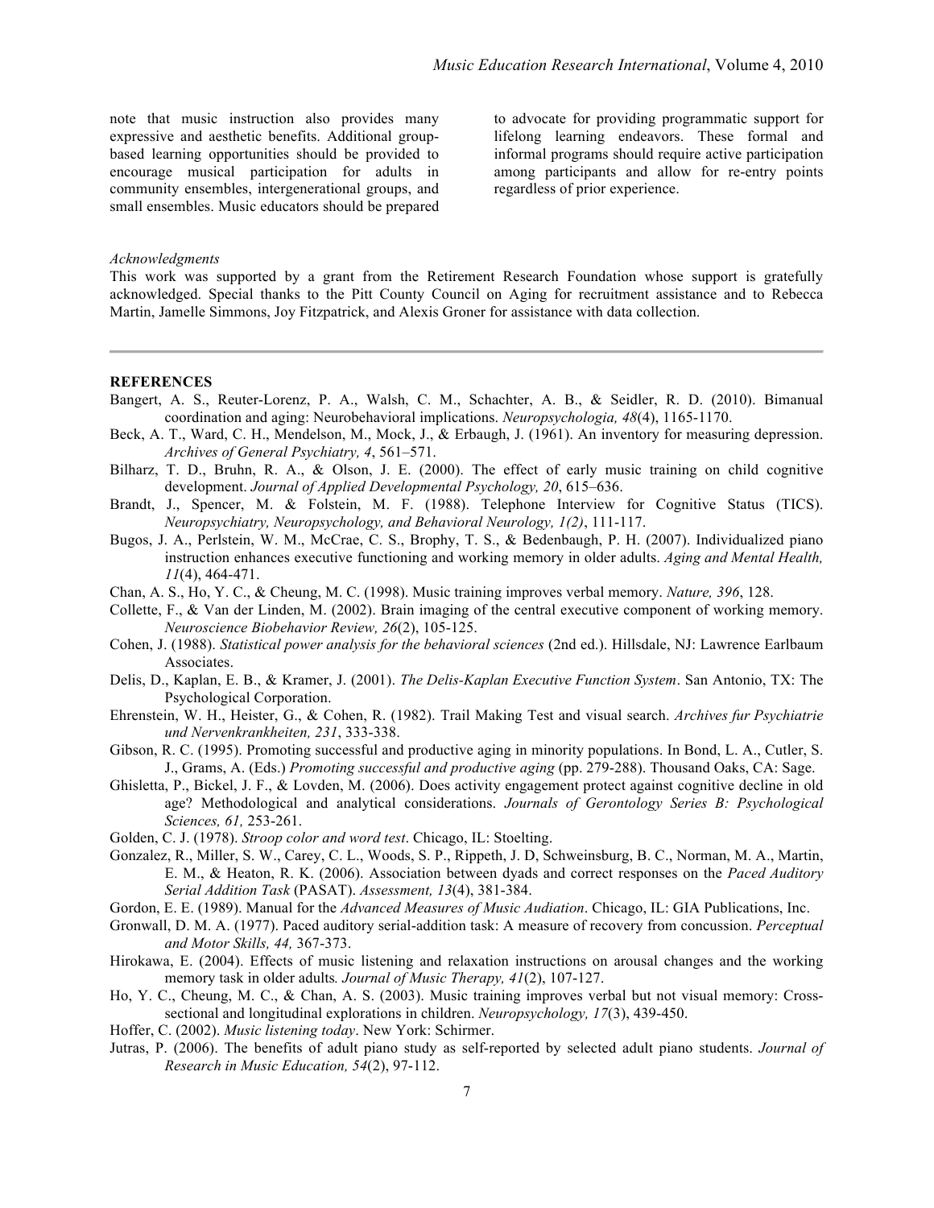note that music instruction also provides many expressive and aesthetic benefits. Additional group-based learning opportunities should be provided to encourage musical participation for adults in community ensembles, intergenerational groups, and small ensembles. Music educators should be prepared to advocate for providing programmatic support for lifelong learning endeavors. These formal and informal programs should require active participation among participants and allow for re-entry points regardless of prior experience.

*Acknowledgments*

This work was supported by a grant from the Retirement Research Foundation whose support is gratefully acknowledged. Special thanks to the Pitt County Council on Aging for recruitment assistance and to Rebecca Martin, Jamelle Simmons, Joy Fitzpatrick, and Alexis Groner for assistance with data collection.

---

**REFERENCES**

Bangert, A. S., Reuter-Lorenz, P. A., Walsh, C. M., Schachter, A. B., & Seidler, R. D. (2010). Bimanual coordination and aging: Neurobehavioral implications. *Neuropsychologia, 48*(4), 1165-1170.

Beck, A. T., Ward, C. H., Mendelson, M., Mock, J., & Erbaugh, J. (1961). An inventory for measuring depression. *Archives of General Psychiatry, 4*, 561–571.

Bilharz, T. D., Bruhn, R. A., & Olson, J. E. (2000). The effect of early music training on child cognitive development. *Journal of Applied Developmental Psychology, 20*, 615–636.

Brandt, J., Spencer, M. & Folstein, M. F. (1988). Telephone Interview for Cognitive Status (TICS). *Neuropsychiatry, Neuropsychology, and Behavioral Neurology, 1(2)*, 111-117.

Bugos, J. A., Perlstein, W. M., McCrae, C. S., Brophy, T. S., & Bedenbaugh, P. H. (2007). Individualized piano instruction enhances executive functioning and working memory in older adults. *Aging and Mental Health, 11*(4), 464-471.

Chan, A. S., Ho, Y. C., & Cheung, M. C. (1998). Music training improves verbal memory. *Nature, 396*, 128.

Collette, F., & Van der Linden, M. (2002). Brain imaging of the central executive component of working memory. *Neuroscience Biobehavior Review, 26*(2), 105-125.

Cohen, J. (1988). *Statistical power analysis for the behavioral sciences* (2nd ed.). Hillsdale, NJ: Lawrence Earlbaum Associates.

Delis, D., Kaplan, E. B., & Kramer, J. (2001). *The Delis-Kaplan Executive Function System*. San Antonio, TX: The Psychological Corporation.

Ehrenstein, W. H., Heister, G., & Cohen, R. (1982). Trail Making Test and visual search. *Archives fur Psychiatrie und Nervenkrankheiten, 231*, 333-338.

Gibson, R. C. (1995). Promoting successful and productive aging in minority populations. In Bond, L. A., Cutler, S. J., Grams, A. (Eds.) *Promoting successful and productive aging* (pp. 279-288). Thousand Oaks, CA: Sage.

Ghisletta, P., Bickel, J. F., & Lovden, M. (2006). Does activity engagement protect against cognitive decline in old age? Methodological and analytical considerations. *Journals of Gerontology Series B: Psychological Sciences, 61,* 253-261.

Golden, C. J. (1978). *Stroop color and word test*. Chicago, IL: Stoelting.

Gonzalez, R., Miller, S. W., Carey, C. L., Woods, S. P., Rippeth, J. D, Schweinsburg, B. C., Norman, M. A., Martin, E. M., & Heaton, R. K. (2006). Association between dyads and correct responses on the *Paced Auditory Serial Addition Task* (PASAT). *Assessment, 13*(4), 381-384.

Gordon, E. E. (1989). Manual for the *Advanced Measures of Music Audiation*. Chicago, IL: GIA Publications, Inc.

Gronwall, D. M. A. (1977). Paced auditory serial-addition task: A measure of recovery from concussion. *Perceptual and Motor Skills, 44,* 367-373.

Hirokawa, E. (2004). Effects of music listening and relaxation instructions on arousal changes and the working memory task in older adults*. Journal of Music Therapy, 41*(2), 107-127.

Ho, Y. C., Cheung, M. C., & Chan, A. S. (2003). Music training improves verbal but not visual memory: Cross-sectional and longitudinal explorations in children. *Neuropsychology, 17*(3), 439-450.

Hoffer, C. (2002). *Music listening today*. New York: Schirmer.

Jutras, P. (2006). The benefits of adult piano study as self-reported by selected adult piano students. *Journal of Research in Music Education, 54*(2), 97-112.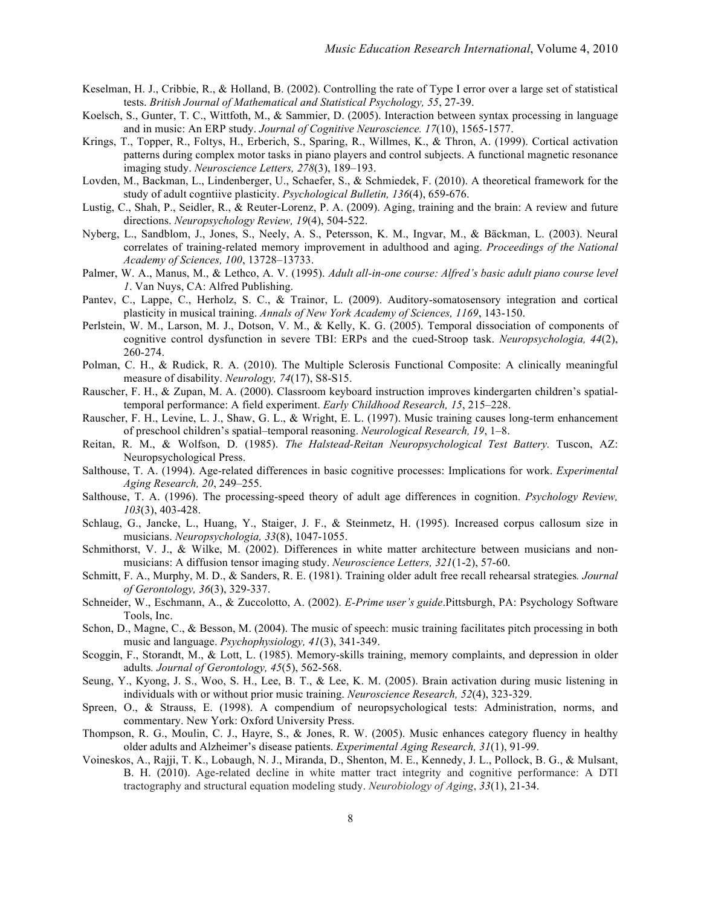Keselman, H. J., Cribbie, R., & Holland, B. (2002). Controlling the rate of Type I error over a large set of statistical tests. *British Journal of Mathematical and Statistical Psychology, 55*, 27-39.

Koelsch, S., Gunter, T. C., Wittfoth, M., & Sammier, D. (2005). Interaction between syntax processing in language and in music: An ERP study. *Journal of Cognitive Neuroscience. 17*(10), 1565-1577.

Krings, T., Topper, R., Foltys, H., Erberich, S., Sparing, R., Willmes, K., & Thron, A. (1999). Cortical activation patterns during complex motor tasks in piano players and control subjects. A functional magnetic resonance imaging study. *Neuroscience Letters, 278*(3), 189–193.

Lovden, M., Backman, L., Lindenberger, U., Schaefer, S., & Schmiedek, F. (2010). A theoretical framework for the study of adult cogntiive plasticity. *Psychological Bulletin, 136*(4), 659-676.

Lustig, C., Shah, P., Seidler, R., & Reuter-Lorenz, P. A. (2009). Aging, training and the brain: A review and future directions. *Neuropsychology Review, 19*(4), 504-522.

Nyberg, L., Sandblom, J., Jones, S., Neely, A. S., Petersson, K. M., Ingvar, M., & Bäckman, L. (2003). Neural correlates of training-related memory improvement in adulthood and aging. *Proceedings of the National Academy of Sciences, 100*, 13728–13733.

Palmer, W. A., Manus, M., & Lethco, A. V. (1995). *Adult all-in-one course: Alfred's basic adult piano course level 1*. Van Nuys, CA: Alfred Publishing.

Pantev, C., Lappe, C., Herholz, S. C., & Trainor, L. (2009). Auditory-somatosensory integration and cortical plasticity in musical training. *Annals of New York Academy of Sciences, 1169*, 143-150.

Perlstein, W. M., Larson, M. J., Dotson, V. M., & Kelly, K. G. (2005). Temporal dissociation of components of cognitive control dysfunction in severe TBI: ERPs and the cued-Stroop task. *Neuropsychologia, 44*(2), 260-274.

Polman, C. H., & Rudick, R. A. (2010). The Multiple Sclerosis Functional Composite: A clinically meaningful measure of disability. *Neurology, 74*(17), S8-S15.

Rauscher, F. H., & Zupan, M. A. (2000). Classroom keyboard instruction improves kindergarten children's spatial-temporal performance: A field experiment. *Early Childhood Research, 15*, 215–228.

Rauscher, F. H., Levine, L. J., Shaw, G. L., & Wright, E. L. (1997). Music training causes long-term enhancement of preschool children's spatial–temporal reasoning. *Neurological Research, 19*, 1–8.

Reitan, R. M., & Wolfson, D. (1985). *The Halstead-Reitan Neuropsychological Test Battery.* Tuscon, AZ: Neuropsychological Press.

Salthouse, T. A. (1994). Age-related differences in basic cognitive processes: Implications for work. *Experimental Aging Research, 20*, 249–255.

Salthouse, T. A. (1996). The processing-speed theory of adult age differences in cognition. *Psychology Review, 103*(3), 403-428.

Schlaug, G., Jancke, L., Huang, Y., Staiger, J. F., & Steinmetz, H. (1995). Increased corpus callosum size in musicians. *Neuropsychologia, 33*(8), 1047-1055.

Schmithorst, V. J., & Wilke, M. (2002). Differences in white matter architecture between musicians and non-musicians: A diffusion tensor imaging study. *Neuroscience Letters, 321*(1-2), 57-60.

Schmitt, F. A., Murphy, M. D., & Sanders, R. E. (1981). Training older adult free recall rehearsal strategies*. Journal of Gerontology, 36*(3), 329-337.

Schneider, W., Eschmann, A., & Zuccolotto, A. (2002). *E-Prime user's guide*.Pittsburgh, PA: Psychology Software Tools, Inc.

Schon, D., Magne, C., & Besson, M. (2004). The music of speech: music training facilitates pitch processing in both music and language. *Psychophysiology, 41*(3), 341-349.

Scoggin, F., Storandt, M., & Lott, L. (1985). Memory-skills training, memory complaints, and depression in older adults*. Journal of Gerontology, 45*(5), 562-568.

Seung, Y., Kyong, J. S., Woo, S. H., Lee, B. T., & Lee, K. M. (2005). Brain activation during music listening in individuals with or without prior music training. *Neuroscience Research, 52*(4), 323-329.

Spreen, O., & Strauss, E. (1998). A compendium of neuropsychological tests: Administration, norms, and commentary. New York: Oxford University Press.

Thompson, R. G., Moulin, C. J., Hayre, S., & Jones, R. W. (2005). Music enhances category fluency in healthy older adults and Alzheimer's disease patients. *Experimental Aging Research, 31*(1), 91-99.

Voineskos, A., Rajji, T. K., Lobaugh, N. J., Miranda, D., Shenton, M. E., Kennedy, J. L., Pollock, B. G., & Mulsant, B. H. (2010). Age-related decline in white matter tract integrity and cognitive performance: A DTI tractography and structural equation modeling study. *Neurobiology of Aging*, *33*(1), 21-34.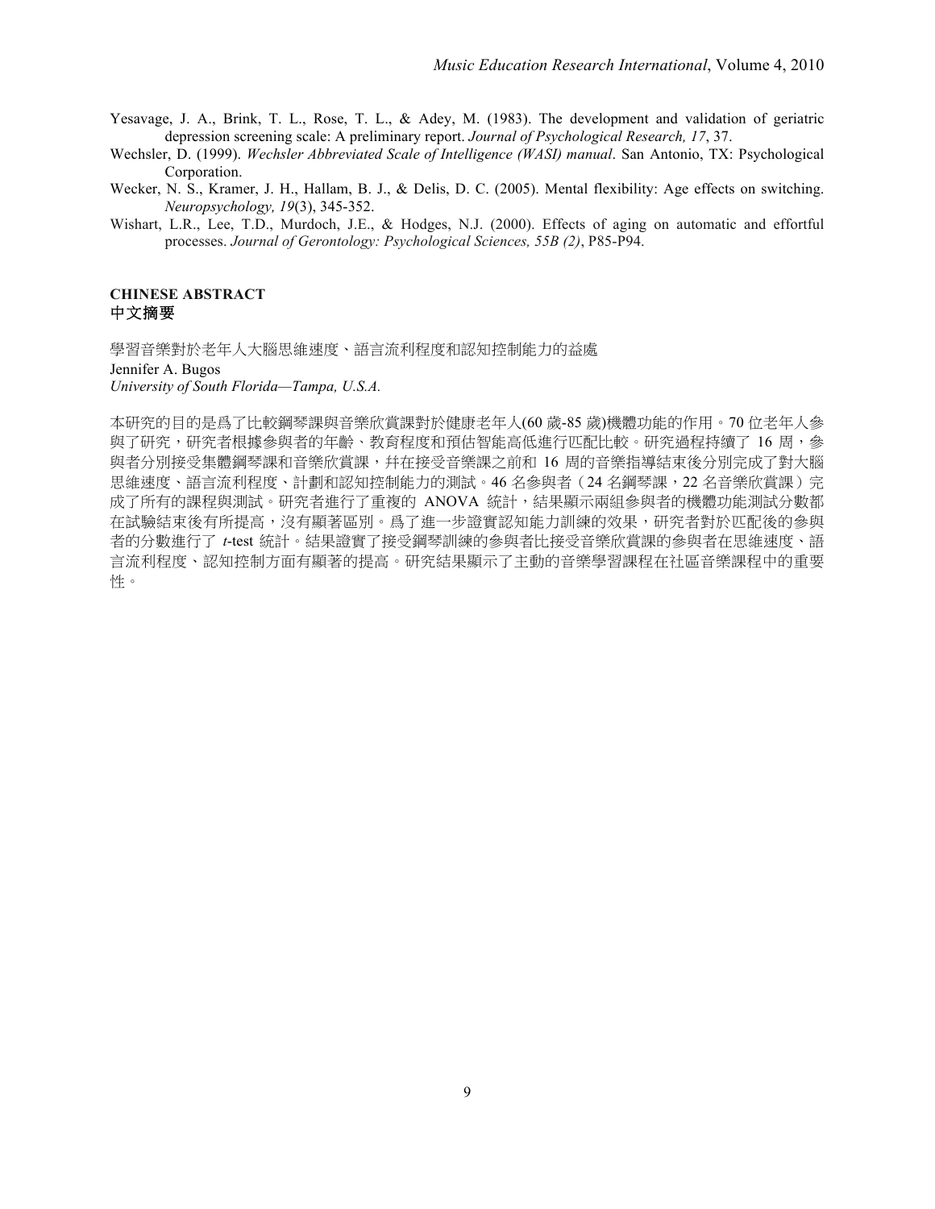Yesavage, J. A., Brink, T. L., Rose, T. L., & Adey, M. (1983). The development and validation of geriatric depression screening scale: A preliminary report. *Journal of Psychological Research, 17*, 37.

Wechsler, D. (1999). *Wechsler Abbreviated Scale of Intelligence (WASI) manual*. San Antonio, TX: Psychological Corporation.

Wecker, N. S., Kramer, J. H., Hallam, B. J., & Delis, D. C. (2005). Mental flexibility: Age effects on switching. *Neuropsychology, 19*(3), 345-352.

Wishart, L.R., Lee, T.D., Murdoch, J.E., & Hodges, N.J. (2000). Effects of aging on automatic and effortful processes. *Journal of Gerontology: Psychological Sciences, 55B (2)*, P85-P94.

## CHINESE ABSTRACT
## 中文摘要

學習音樂對於老年人大腦思維速度、語言流利程度和認知控制能力的益處

Jennifer A. Bugos

*University of South Florida—Tampa, U.S.A.*

本研究的目的是爲了比較鋼琴課與音樂欣賞課對於健康老年人(60 歲-85 歲)機體功能的作用。70 位老年人參與了研究，研究者根據參與者的年齡、教育程度和預估智能高低進行匹配比較。研究過程持續了 16 周，參與者分別接受集體鋼琴課和音樂欣賞課，并在接受音樂課之前和 16 周的音樂指導結束後分別完成了對大腦思維速度、語言流利程度、計劃和認知控制能力的測試。46 名參與者（24 名鋼琴課，22 名音樂欣賞課）完成了所有的課程與測試。研究者進行了重複的 ANOVA 統計，結果顯示兩組參與者的機體功能測試分數都在試驗結束後有所提高，沒有顯著區別。爲了進一步證實認知能力訓練的效果，研究者對於匹配後的參與者的分數進行了 *t*-test 統計。結果證實了接受鋼琴訓練的參與者比接受音樂欣賞課的參與者在思維速度、語言流利程度、認知控制方面有顯著的提高。研究結果顯示了主動的音樂學習課程在社區音樂課程中的重要性。